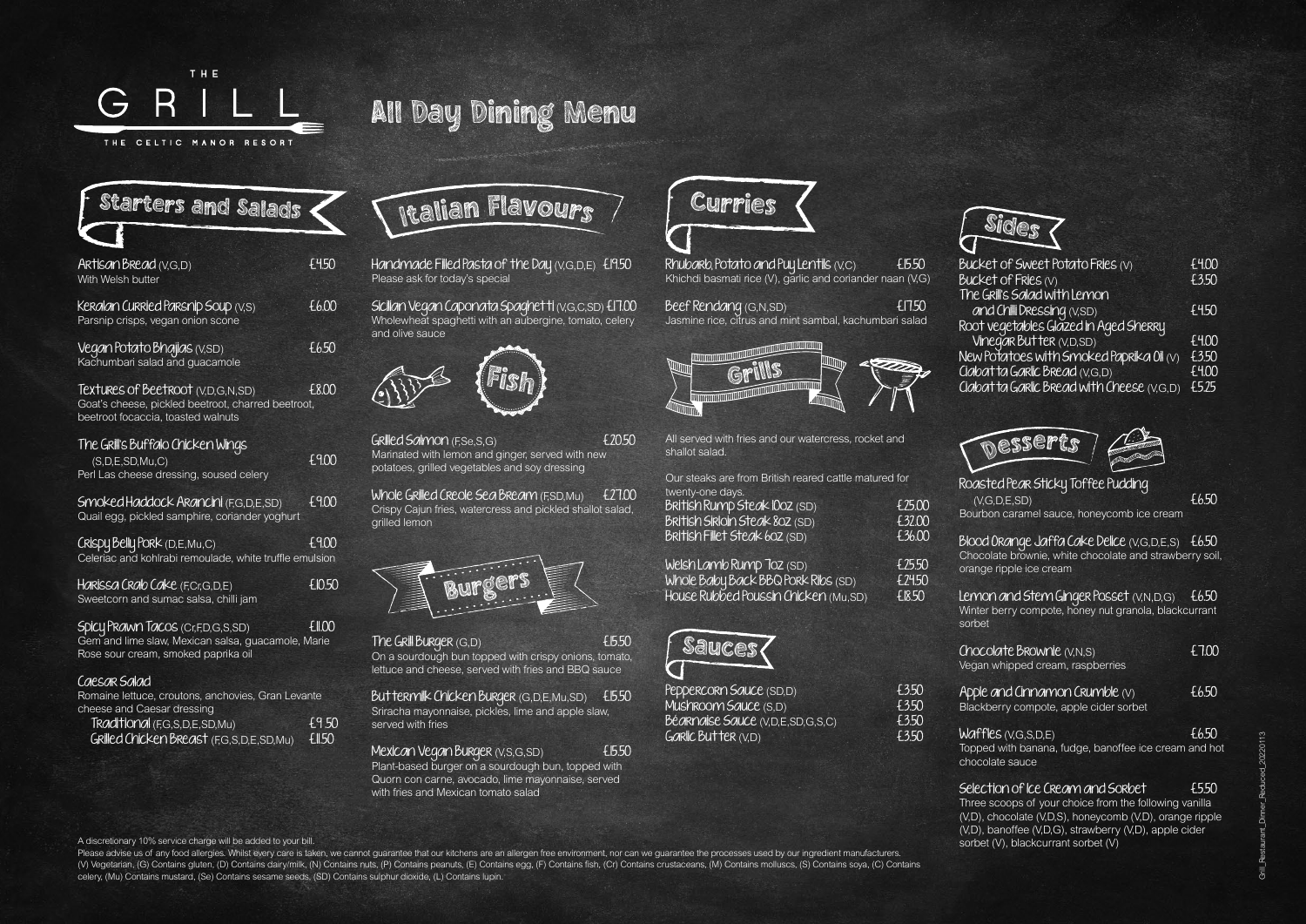THE

# GRILL

THE CELTIC MANOR RESORT

# All Day Dining Menu

## Starters and Salads

**Artisan Bread** (V,G,D) — £4.50
With Welsh butter

**Keralan Curried Parsnip Soup** (V,S) — £6.00
Parsnip crisps, vegan onion scone

**Vegan Potato Bhajias** (V,SD) — £6.50
Kachumbari salad and guacamole

**Textures of Beetroot** (V,D,G,N,SD) — £8.00
Goat's cheese, pickled beetroot, charred beetroot, beetroot focaccia, toasted walnuts

**The Grill's Buffalo Chicken Wings** (S,D,E,SD,Mu,C) — £9.00
Perl Las cheese dressing, soused celery

**Smoked Haddock Arancini** (F,G,D,E,SD) — £9.00
Quail egg, pickled samphire, coriander yoghurt

**Crispy Belly Pork** (D,E,Mu,C) — £9.00
Celeriac and kohlrabi remoulade, white truffle emulsion

**Harissa Crab Cake** (F,Cr,G,D,E) — £10.50
Sweetcorn and sumac salsa, chilli jam

**Spicy Prawn Tacos** (Cr,F,D,G,S,SD) — £11.00
Gem and lime slaw, Mexican salsa, guacamole, Marie Rose sour cream, smoked paprika oil

**Caesar Salad**
Romaine lettuce, croutons, anchovies, Gran Levante cheese and Caesar dressing
- Traditional (F,G,S,D,E,SD,Mu) — £9.50
- Grilled Chicken Breast (F,G,S,D,E,SD,Mu) — £11.50

## Italian Flavours

**Handmade Filled Pasta of the Day** (V,G,D,E) — £19.50
Please ask for today's special

**Sicilian Vegan Caponata Spaghetti** (V,G,C,SD) — £17.00
Wholewheat spaghetti with an aubergine, tomato, celery and olive sauce

## Fish

**Grilled Salmon** (F,Se,S,G) — £20.50
Marinated with lemon and ginger, served with new potatoes, grilled vegetables and soy dressing

**Whole Grilled Creole Sea Bream** (F,SD,Mu) — £27.00
Crispy Cajun fries, watercress and pickled shallot salad, grilled lemon

## Burgers

**The Grill Burger** (G,D) — £15.50
On a sourdough bun topped with crispy onions, tomato, lettuce and cheese, served with fries and BBQ sauce

**Buttermilk Chicken Burger** (G,D,E,Mu,SD) — £15.50
Sriracha mayonnaise, pickles, lime and apple slaw, served with fries

**Mexican Vegan Burger** (V,S,G,SD) — £15.50
Plant-based burger on a sourdough bun, topped with Quorn con carne, avocado, lime mayonnaise, served with fries and Mexican tomato salad

## Curries

**Rhubarb, Potato and Puy Lentils** (V,C) — £15.50
Khichdi basmati rice (V), garlic and coriander naan (V,G)

**Beef Rendang** (G,N,SD) — £17.50
Jasmine rice, citrus and mint sambal, kachumbari salad

## Grills

All served with fries and our watercress, rocket and shallot salad.

Our steaks are from British reared cattle matured for twenty-one days.

- British Rump Steak 10oz (SD) — £25.00
- British Sirloin Steak 8oz (SD) — £32.00
- British Fillet Steak 6oz (SD) — £36.00

- Welsh Lamb Rump 7oz (SD) — £25.50
- Whole Baby Back BBQ Pork Ribs (SD) — £24.50
- House Rubbed Poussin Chicken (Mu,SD) — £18.50

## Sauces

- Peppercorn Sauce (SD,D) — £3.50
- Mushroom Sauce (S,D) — £3.50
- Béarnaise Sauce (V,D,E,SD,G,S,C) — £3.50
- Garlic Butter (V,D) — £3.50

## Sides

- Bucket of Sweet Potato Fries (V) — £4.00
- Bucket of Fries (V) — £3.50
- The Grill's Salad with Lemon and Chilli Dressing (V,SD) — £4.50
- Root vegetables Glazed in Aged Sherry Vinegar Butter (V,D,SD) — £4.00
- New Potatoes with Smoked Paprika Oil (V) — £3.50
- Ciabatta Garlic Bread (V,G,D) — £4.00
- Ciabatta Garlic Bread with Cheese (V,G,D) — £5.25

## Desserts

**Roasted Pear Sticky Toffee Pudding** (V,G,D,E,SD) — £6.50
Bourbon caramel sauce, honeycomb ice cream

**Blood Orange Jaffa Cake Delice** (V,G,D,E,S) — £6.50
Chocolate brownie, white chocolate and strawberry soil, orange ripple ice cream

**Lemon and Stem Ginger Posset** (V,N,D,G) — £6.50
Winter berry compote, honey nut granola, blackcurrant sorbet

**Chocolate Brownie** (V,N,S) — £7.00
Vegan whipped cream, raspberries

**Apple and Cinnamon Crumble** (V) — £6.50
Blackberry compote, apple cider sorbet

**Waffles** (V,G,S,D,E) — £6.50
Topped with banana, fudge, banoffee ice cream and hot chocolate sauce

**Selection of Ice Cream and Sorbet** — £5.50
Three scoops of your choice from the following vanilla (V,D), chocolate (V,D,S), honeycomb (V,D), orange ripple (V,D), banoffee (V,D,G), strawberry (V,D), apple cider sorbet (V), blackcurrant sorbet (V)

A discretionary 10% service charge will be added to your bill.

Please advise us of any food allergies. Whilst every care is taken, we cannot guarantee that our kitchens are an allergen free environment, nor can we guarantee the processes used by our ingredient manufacturers. (V) Vegetarian, (G) Contains gluten, (D) Contains dairy/milk, (N) Contains nuts, (P) Contains peanuts, (E) Contains egg, (F) Contains fish, (Cr) Contains crustaceans, (M) Contains molluscs, (S) Contains soya, (C) Contains celery, (Mu) Contains mustard, (Se) Contains sesame seeds, (SD) Contains sulphur dioxide, (L) Contains lupin.

Grill_Restaurant_Dinner_Reduced_20220113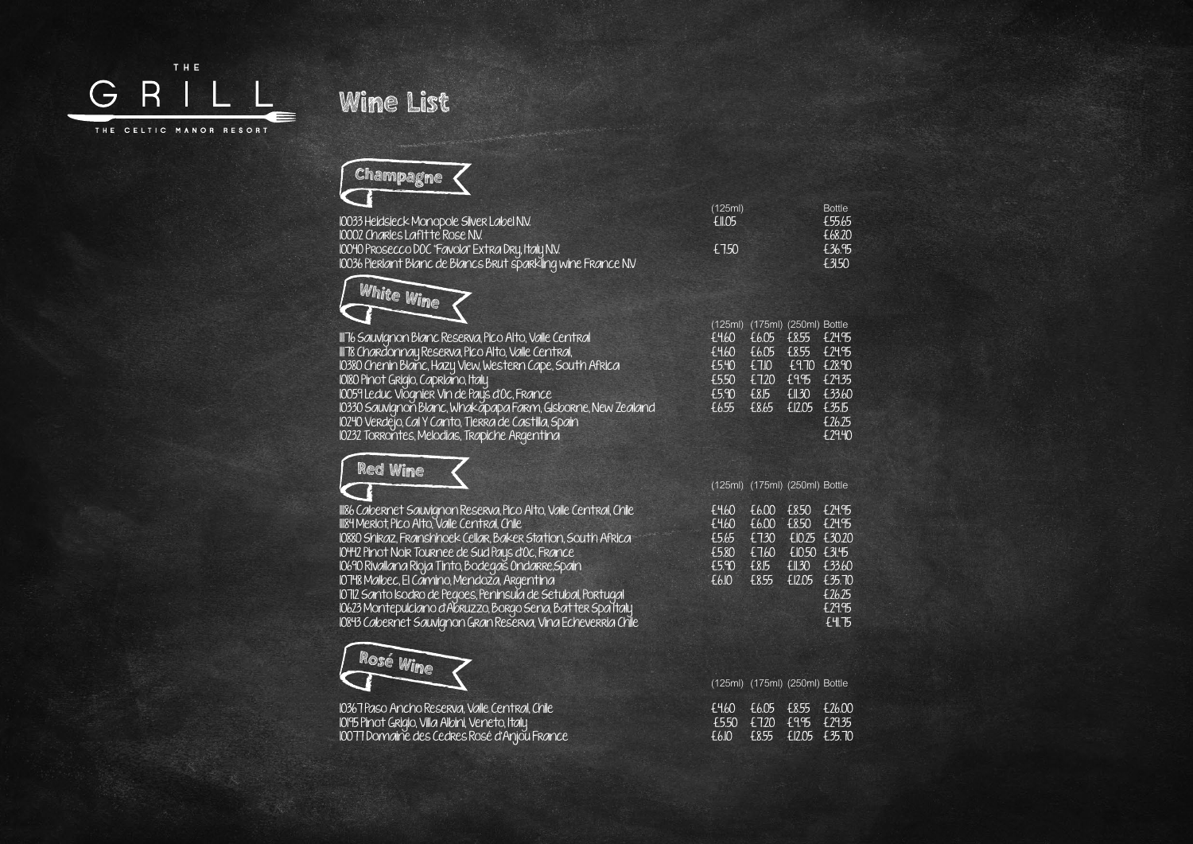THE

GRILL

THE CELTIC MANOR RESORT

# Wine List

## Champagne

| | (125ml) | Bottle |
|---|---|---|
| 10033 Heidsieck Monopole Silver Label NV | £11.05 | £55.65 |
| 10002 Charles Lafitte Rose NV | | £68.20 |
| 10040 Prosecco DOC 'Favola' Extra Dry, Italy NV | £7.50 | £36.95 |
| 10036 Pierlant Blanc de Blancs Brut sparkling wine France NV | | £31.50 |

## White Wine

| | (125ml) | (175ml) | (250ml) | Bottle |
|---|---|---|---|---|
| 1176 Sauvignon Blanc Reserva, Pico Alto, Valle Central | £4.60 | £6.05 | £8.55 | £24.95 |
| 1178 Chardonnay Reserva, Pico Alto, Valle Central, | £4.60 | £6.05 | £8.55 | £24.95 |
| 10380 Chenin Blanc, Hazy View, Western Cape, South Africa | £5.40 | £7.10 | £9.70 | £28.90 |
| 10180 Pinot Grigio, Capriano, Italy | £5.50 | £7.20 | £9.95 | £29.35 |
| 10059 Leduc Viognier Vin de Pays d'Oc, France | £5.90 | £8.15 | £11.30 | £33.60 |
| 10330 Sauvignon Blanc, Whakapapa Farm, Gisborne, New Zealand | £6.55 | £8.65 | £12.05 | £35.15 |
| 10240 Verdejo, Cal Y Canto, Tierra de Castilla, Spain | | | | £26.25 |
| 10232 Torrontes, Melodias, Trapiche Argentina | | | | £29.40 |

## Red Wine

| | (125ml) | (175ml) | (250ml) | Bottle |
|---|---|---|---|---|
| 1186 Cabernet Sauvignon Reserva, Pico Alto, Valle Central, Chile | £4.60 | £6.00 | £8.50 | £24.95 |
| 1184 Merlot, Pico Alto, Valle Central, Chile | £4.60 | £6.00 | £8.50 | £24.95 |
| 10880 Shiraz, Franshhoek Cellar, Baker Station, South Africa | £5.65 | £7.30 | £10.25 | £30.20 |
| 10442 Pinot Noir Tournee de Sud Pays d'Oc, France | £5.80 | £7.60 | £10.50 | £31.45 |
| 10690 Rivallana Rioja Tinto, Bodegas Ondarre, Spain | £5.90 | £8.15 | £11.30 | £33.60 |
| 10748 Malbec, El Camino, Mendoza, Argentina | £6.10 | £8.55 | £12.05 | £35.70 |
| 10712 Santo Isodro de Pegoes, Peninsula de Setubal, Portugal | | | | £26.25 |
| 10623 Montepulciano d'Abruzzo, Borgo Sena, Batter Spa Italy | | | | £29.95 |
| 10843 Cabernet Sauvignon Gran Reserva, Vina Echeverria Chile | | | | £41.75 |

## Rosé Wine

| | (125ml) | (175ml) | (250ml) | Bottle |
|---|---|---|---|---|
| 10367 Paso Ancho Reserva, Valle Central, Chile | £4.60 | £6.05 | £8.55 | £26.00 |
| 10195 Pinot Grigio, Villa Albini, Veneto, Italy | £5.50 | £7.20 | £9.95 | £29.35 |
| 10071 Domaine des Cedres Rosé d'Anjou France | £6.10 | £8.55 | £12.05 | £35.70 |